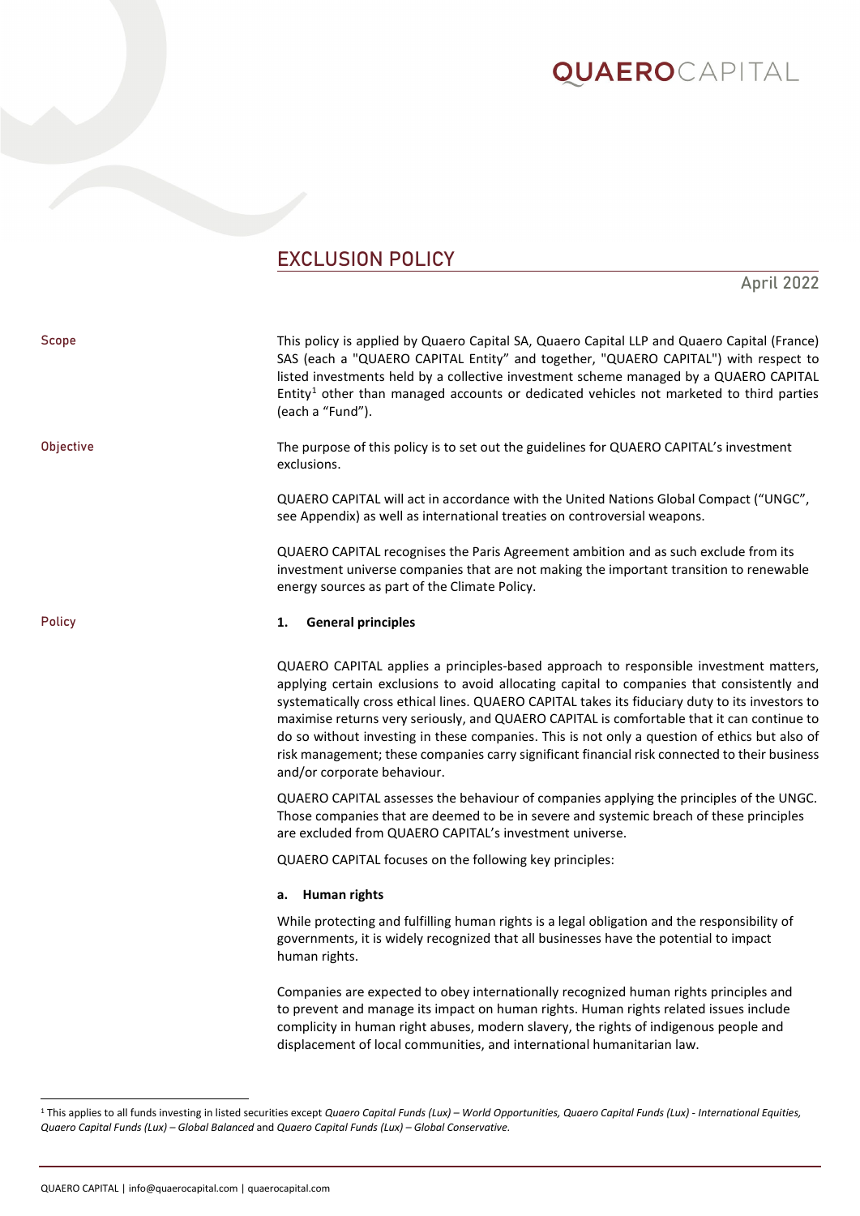# EXCLUSION POLICY

April 2022

**Scope**

This policy is applied by Quaero Capital SA, Quaero Capital LLP and Quaero Capital (France) SAS (each a "QUAERO CAPITAL Entity" and together, "QUAERO CAPITAL") with respect to listed investments held by a collective investment scheme managed by a QUAERO CAPITAL Entity[1] other than managed accounts or dedicated vehicles not marketed to third parties (each a "Fund").

**Objective**

The purpose of this policy is to set out the guidelines for QUAERO CAPITAL's investment exclusions.

QUAERO CAPITAL will act in accordance with the United Nations Global Compact ("UNGC", see Appendix) as well as international treaties on controversial weapons.

QUAERO CAPITAL recognises the Paris Agreement ambition and as such exclude from its investment universe companies that are not making the important transition to renewable energy sources as part of the Climate Policy.

**Policy**

## 1. General principles

QUAERO CAPITAL applies a principles-based approach to responsible investment matters, applying certain exclusions to avoid allocating capital to companies that consistently and systematically cross ethical lines. QUAERO CAPITAL takes its fiduciary duty to its investors to maximise returns very seriously, and QUAERO CAPITAL is comfortable that it can continue to do so without investing in these companies. This is not only a question of ethics but also of risk management; these companies carry significant financial risk connected to their business and/or corporate behaviour.

QUAERO CAPITAL assesses the behaviour of companies applying the principles of the UNGC. Those companies that are deemed to be in severe and systemic breach of these principles are excluded from QUAERO CAPITAL's investment universe.

QUAERO CAPITAL focuses on the following key principles:

### a. Human rights

While protecting and fulfilling human rights is a legal obligation and the responsibility of governments, it is widely recognized that all businesses have the potential to impact human rights.

Companies are expected to obey internationally recognized human rights principles and to prevent and manage its impact on human rights. Human rights related issues include complicity in human right abuses, modern slavery, the rights of indigenous people and displacement of local communities, and international humanitarian law.

---

[1] This applies to all funds investing in listed securities except *Quaero Capital Funds (Lux) – World Opportunities, Quaero Capital Funds (Lux) - International Equities, Quaero Capital Funds (Lux) – Global Balanced* and *Quaero Capital Funds (Lux) – Global Conservative.*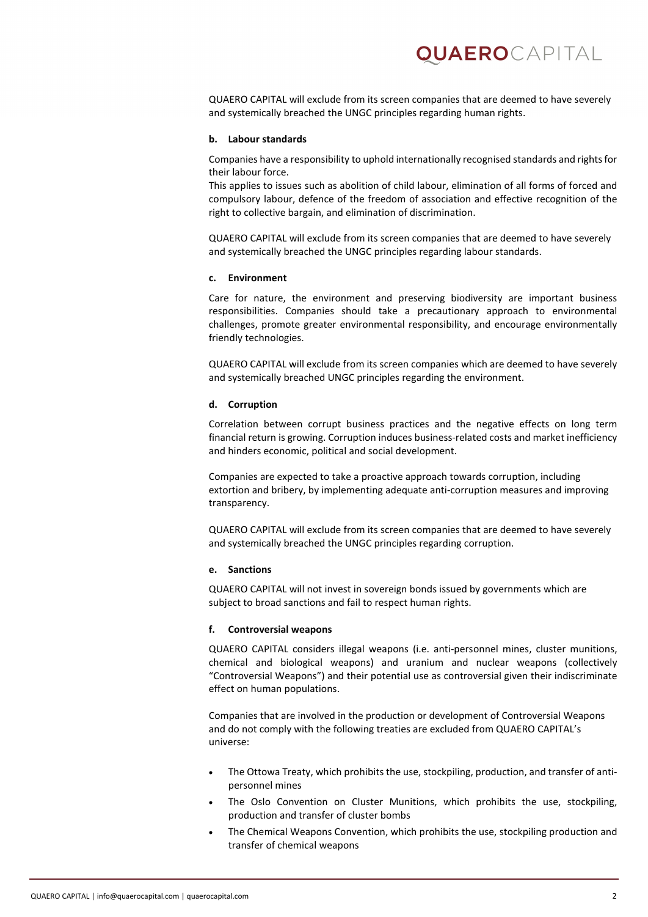QUAERO CAPITAL will exclude from its screen companies that are deemed to have severely and systemically breached the UNGC principles regarding human rights.

#### b. Labour standards

Companies have a responsibility to uphold internationally recognised standards and rights for their labour force.
This applies to issues such as abolition of child labour, elimination of all forms of forced and compulsory labour, defence of the freedom of association and effective recognition of the right to collective bargain, and elimination of discrimination.

QUAERO CAPITAL will exclude from its screen companies that are deemed to have severely and systemically breached the UNGC principles regarding labour standards.

#### c. Environment

Care for nature, the environment and preserving biodiversity are important business responsibilities. Companies should take a precautionary approach to environmental challenges, promote greater environmental responsibility, and encourage environmentally friendly technologies.

QUAERO CAPITAL will exclude from its screen companies which are deemed to have severely and systemically breached UNGC principles regarding the environment.

#### d. Corruption

Correlation between corrupt business practices and the negative effects on long term financial return is growing. Corruption induces business-related costs and market inefficiency and hinders economic, political and social development.

Companies are expected to take a proactive approach towards corruption, including extortion and bribery, by implementing adequate anti-corruption measures and improving transparency.

QUAERO CAPITAL will exclude from its screen companies that are deemed to have severely and systemically breached the UNGC principles regarding corruption.

#### e. Sanctions

QUAERO CAPITAL will not invest in sovereign bonds issued by governments which are subject to broad sanctions and fail to respect human rights.

#### f. Controversial weapons

QUAERO CAPITAL considers illegal weapons (i.e. anti-personnel mines, cluster munitions, chemical and biological weapons) and uranium and nuclear weapons (collectively "Controversial Weapons") and their potential use as controversial given their indiscriminate effect on human populations.

Companies that are involved in the production or development of Controversial Weapons and do not comply with the following treaties are excluded from QUAERO CAPITAL's universe:

- The Ottowa Treaty, which prohibits the use, stockpiling, production, and transfer of anti-personnel mines
- The Oslo Convention on Cluster Munitions, which prohibits the use, stockpiling, production and transfer of cluster bombs
- The Chemical Weapons Convention, which prohibits the use, stockpiling production and transfer of chemical weapons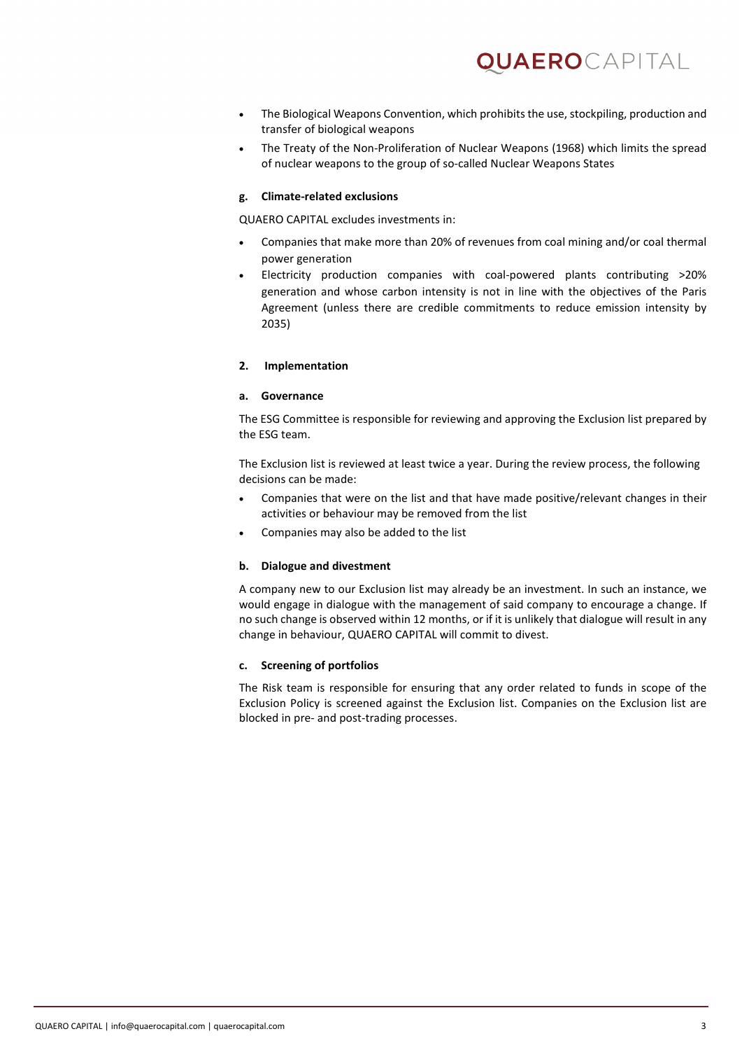- The Biological Weapons Convention, which prohibits the use, stockpiling, production and transfer of biological weapons
- The Treaty of the Non-Proliferation of Nuclear Weapons (1968) which limits the spread of nuclear weapons to the group of so-called Nuclear Weapons States

#### g. Climate-related exclusions

QUAERO CAPITAL excludes investments in:

- Companies that make more than 20% of revenues from coal mining and/or coal thermal power generation
- Electricity production companies with coal-powered plants contributing >20% generation and whose carbon intensity is not in line with the objectives of the Paris Agreement (unless there are credible commitments to reduce emission intensity by 2035)

### 2. Implementation

#### a. Governance

The ESG Committee is responsible for reviewing and approving the Exclusion list prepared by the ESG team.

The Exclusion list is reviewed at least twice a year. During the review process, the following decisions can be made:

- Companies that were on the list and that have made positive/relevant changes in their activities or behaviour may be removed from the list
- Companies may also be added to the list

#### b. Dialogue and divestment

A company new to our Exclusion list may already be an investment. In such an instance, we would engage in dialogue with the management of said company to encourage a change. If no such change is observed within 12 months, or if it is unlikely that dialogue will result in any change in behaviour, QUAERO CAPITAL will commit to divest.

#### c. Screening of portfolios

The Risk team is responsible for ensuring that any order related to funds in scope of the Exclusion Policy is screened against the Exclusion list. Companies on the Exclusion list are blocked in pre- and post-trading processes.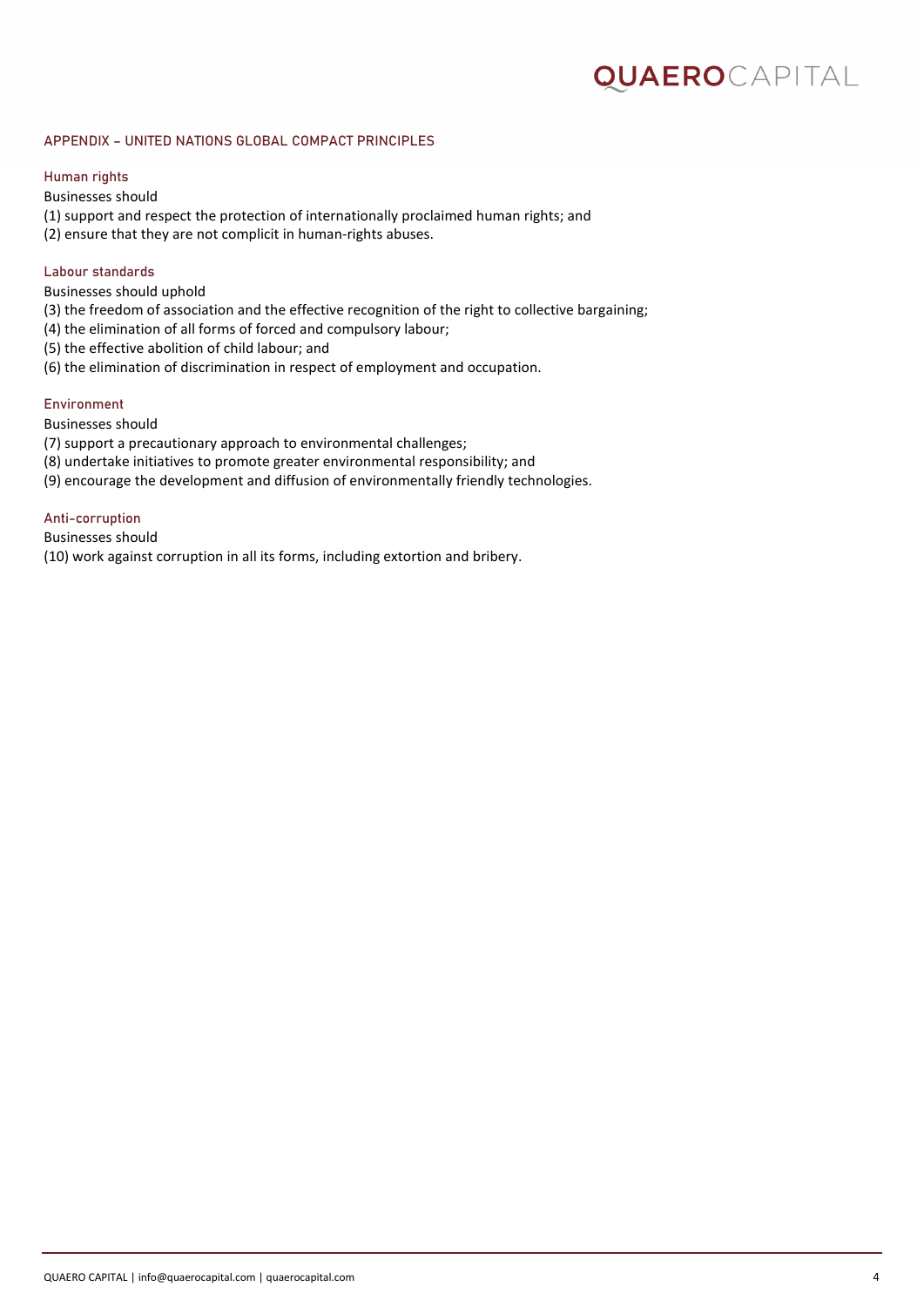## APPENDIX – UNITED NATIONS GLOBAL COMPACT PRINCIPLES

### Human rights

Businesses should

(1) support and respect the protection of internationally proclaimed human rights; and
(2) ensure that they are not complicit in human-rights abuses.

### Labour standards

Businesses should uphold

(3) the freedom of association and the effective recognition of the right to collective bargaining;
(4) the elimination of all forms of forced and compulsory labour;
(5) the effective abolition of child labour; and
(6) the elimination of discrimination in respect of employment and occupation.

### Environment

Businesses should

(7) support a precautionary approach to environmental challenges;
(8) undertake initiatives to promote greater environmental responsibility; and
(9) encourage the development and diffusion of environmentally friendly technologies.

### Anti-corruption

Businesses should

(10) work against corruption in all its forms, including extortion and bribery.